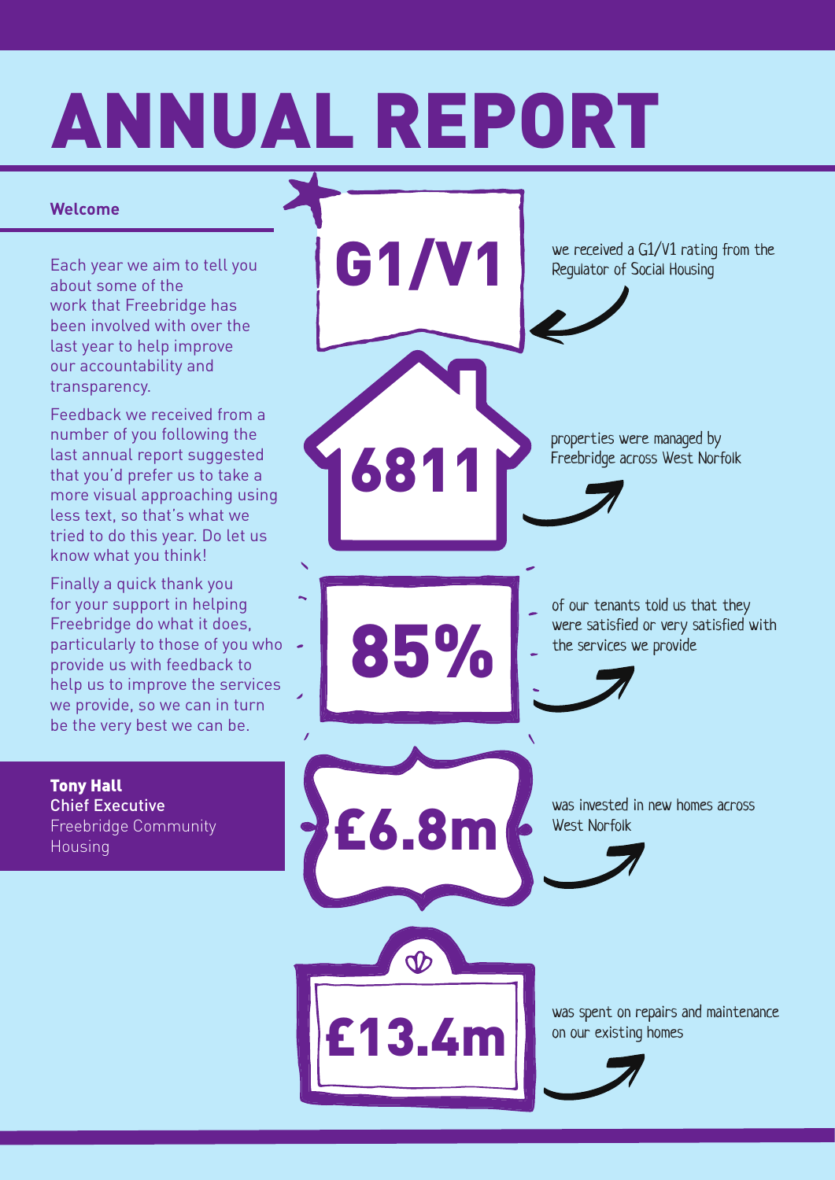# ANNUAL REPORT

## Welcome

Each year we aim to tell you about some of the work that Freebridge has been involved with over the last year to help improve our accountability and transparency.

Feedback we received from a number of you following the last annual report suggested that you'd prefer us to take a more visual approaching using less text, so that's what we tried to do this year. Do let us know what you think!

Finally a quick thank you for your support in helping Freebridge do what it does, particularly to those of you who provide us with feedback to help us to improve the services we provide, so we can in turn be the very best we can be.

**Tony Hall**
Chief Executive
Freebridge Community Housing

**G1/V1** – we received a G1/V1 rating from the Regulator of Social Housing

**6811** – properties were managed by Freebridge across West Norfolk

**85%** – of our tenants told us that they were satisfied or very satisfied with the services we provide

**£6.8m** – was invested in new homes across West Norfolk

**£13.4m** – was spent on repairs and maintenance on our existing homes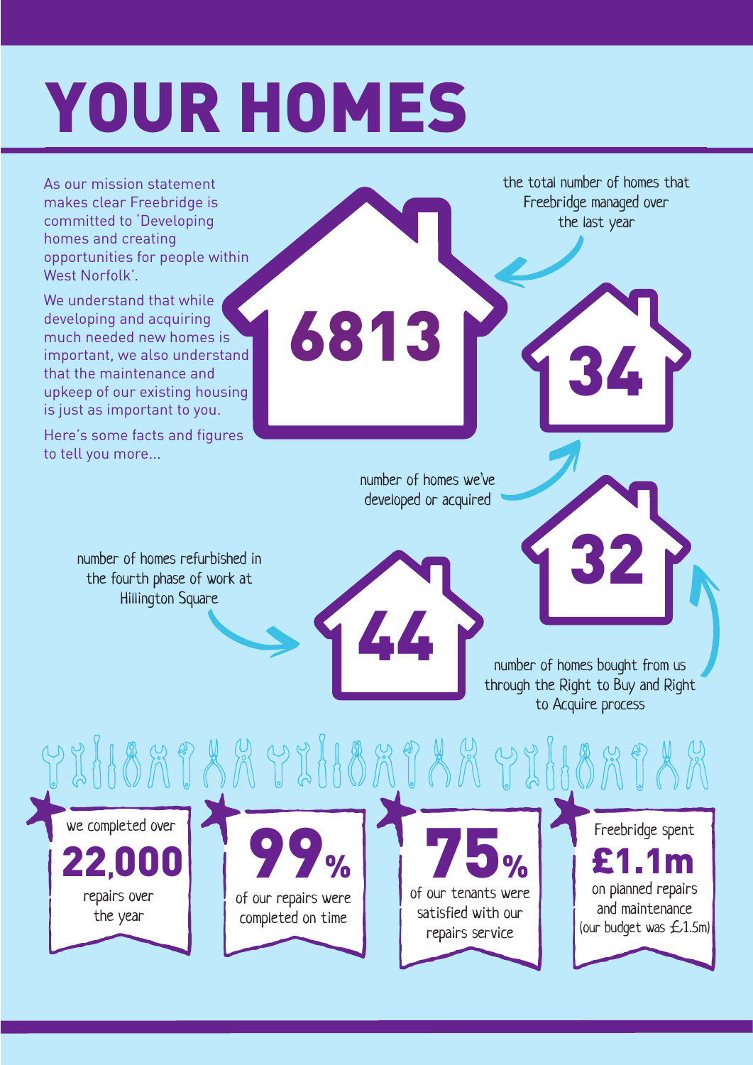# YOUR HOMES

As our mission statement makes clear Freebridge is committed to 'Developing homes and creating opportunities for people within West Norfolk'.

We understand that while developing and acquiring much needed new homes is important, we also understand that the maintenance and upkeep of our existing housing is just as important to you.

Here's some facts and figures to tell you more...

**6813** – the total number of homes that Freebridge managed over the last year

**34** – number of homes we've developed or acquired

**32** – number of homes bought from us through the Right to Buy and Right to Acquire process

**44** – number of homes refurbished in the fourth phase of work at Hillington Square

we completed over **22,000** repairs over the year

**99%** of our repairs were completed on time

**75%** of our tenants were satisfied with our repairs service

Freebridge spent **£1.1m** on planned repairs and maintenance (our budget was £1.5m)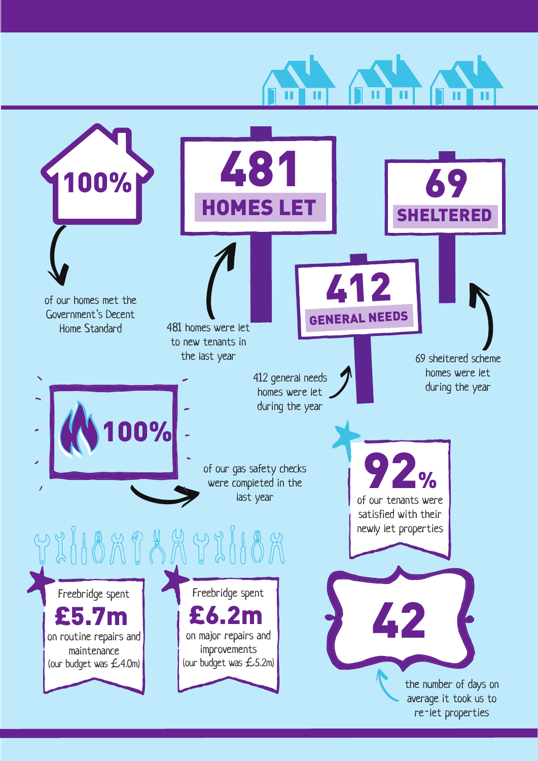**100%**

of our homes met the Government's Decent Home Standard

**481 HOMES LET**

481 homes were let to new tenants in the last year

**69 SHELTERED**

69 sheltered scheme homes were let during the year

**412 GENERAL NEEDS**

412 general needs homes were let during the year

**100%**

of our gas safety checks were completed in the last year

**92%**

of our tenants were satisfied with their newly let properties

Freebridge spent **£5.7m** on routine repairs and maintenance (our budget was £4.0m)

Freebridge spent **£6.2m** on major repairs and improvements (our budget was £5.2m)

**42**

the number of days on average it took us to re-let properties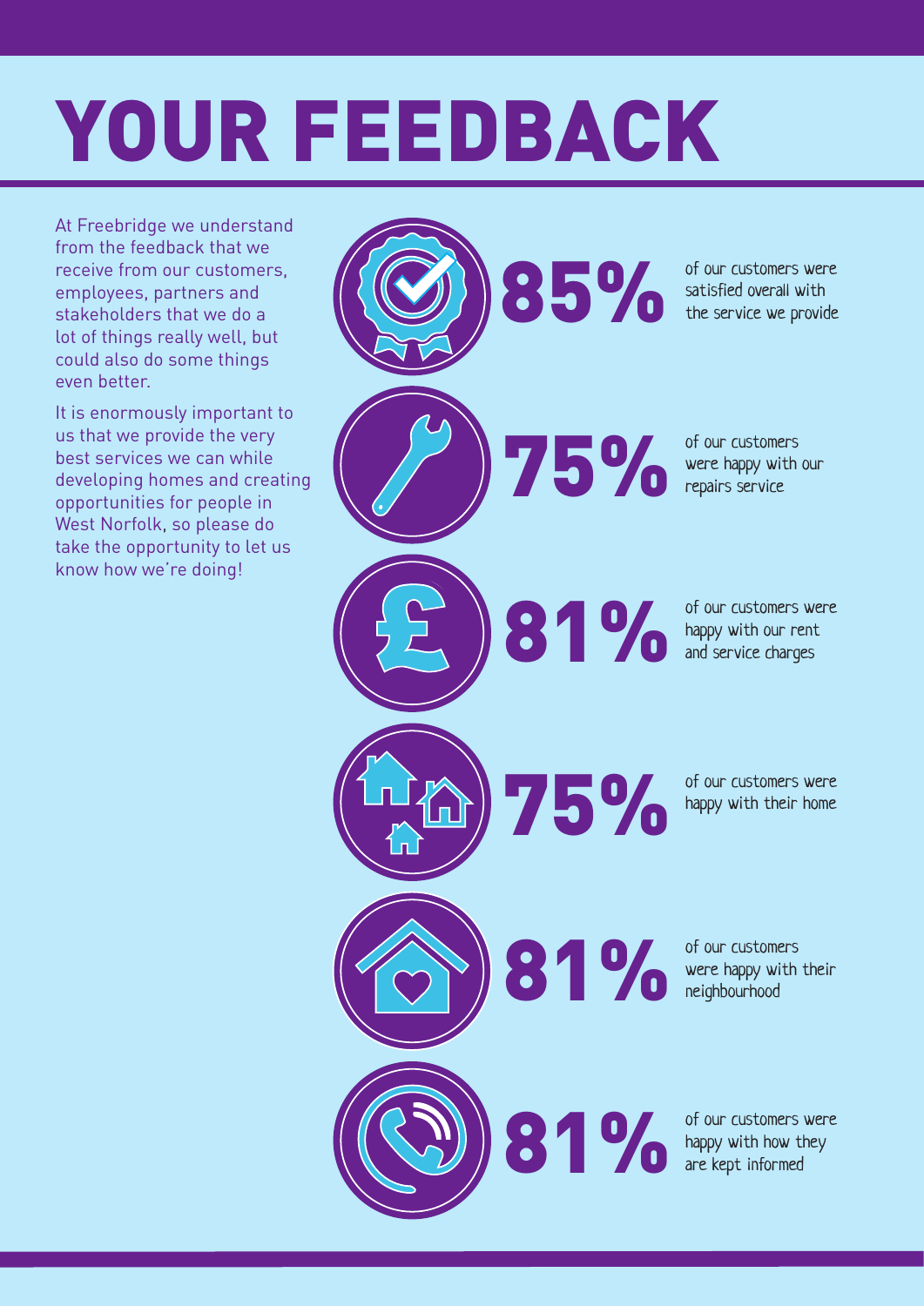# YOUR FEEDBACK

At Freebridge we understand from the feedback that we receive from our customers, employees, partners and stakeholders that we do a lot of things really well, but could also do some things even better.

It is enormously important to us that we provide the very best services we can while developing homes and creating opportunities for people in West Norfolk, so please do take the opportunity to let us know how we're doing!

**85%** of our customers were satisfied overall with the service we provide

**75%** of our customers were happy with our repairs service

**81%** of our customers were happy with our rent and service charges

**75%** of our customers were happy with their home

**81%** of our customers were happy with their neighbourhood

**81%** of our customers were happy with how they are kept informed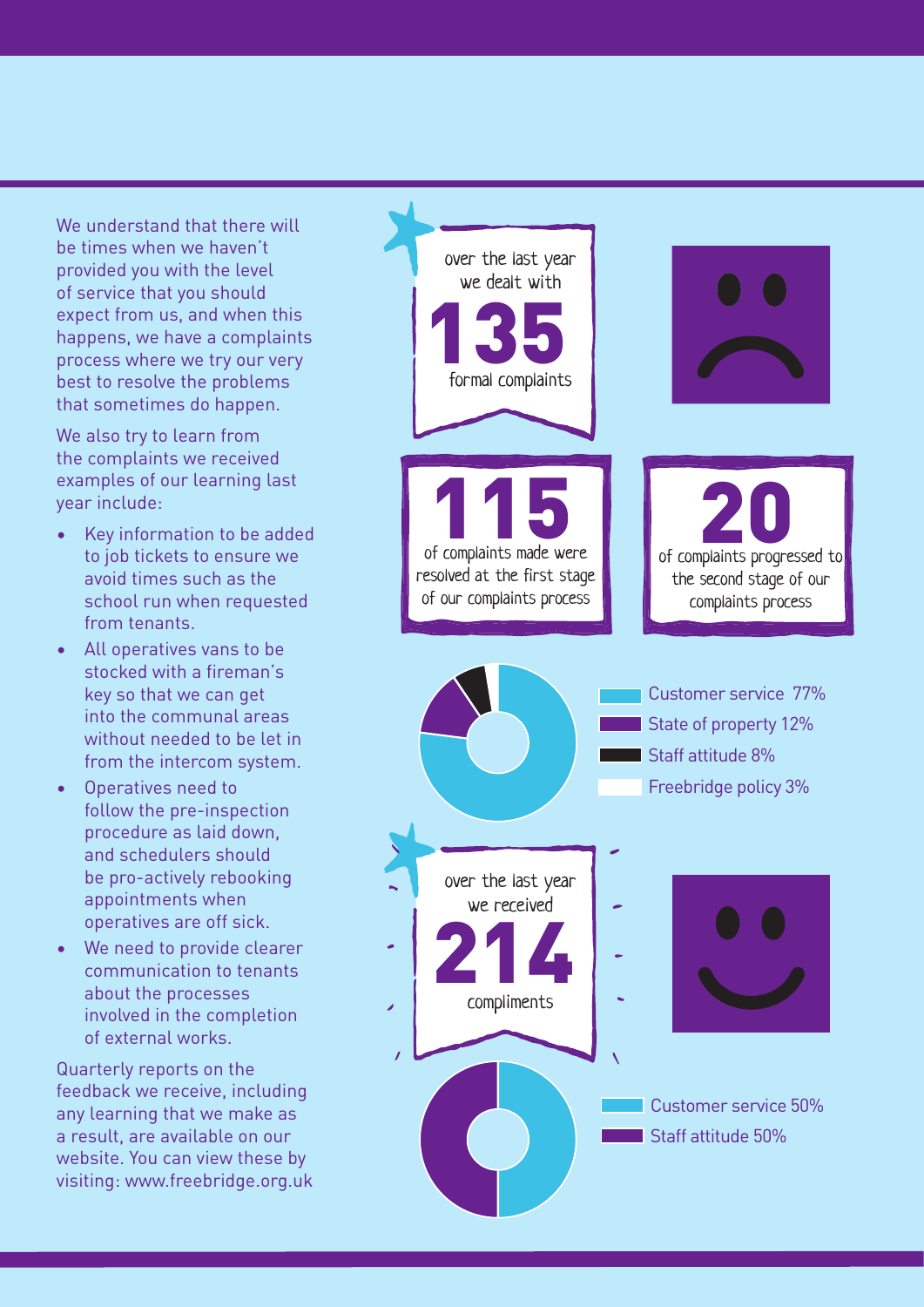We understand that there will be times when we haven't provided you with the level of service that you should expect from us, and when this happens, we have a complaints process where we try our very best to resolve the problems that sometimes do happen.

We also try to learn from the complaints we received examples of our learning last year include:

- Key information to be added to job tickets to ensure we avoid times such as the school run when requested from tenants.
- All operatives vans to be stocked with a fireman's key so that we can get into the communal areas without needed to be let in from the intercom system.
- Operatives need to follow the pre-inspection procedure as laid down, and schedulers should be pro-actively rebooking appointments when operatives are off sick.
- We need to provide clearer communication to tenants about the processes involved in the completion of external works.

Quarterly reports on the feedback we receive, including any learning that we make as a result, are available on our website. You can view these by visiting: www.freebridge.org.uk

over the last year we dealt with **135** formal complaints

**115** of complaints made were resolved at the first stage of our complaints process

**20** of complaints progressed to the second stage of our complaints process

- Customer service 77%
- State of property 12%
- Staff attitude 8%
- Freebridge policy 3%

over the last year we received **214** compliments

- Customer service 50%
- Staff attitude 50%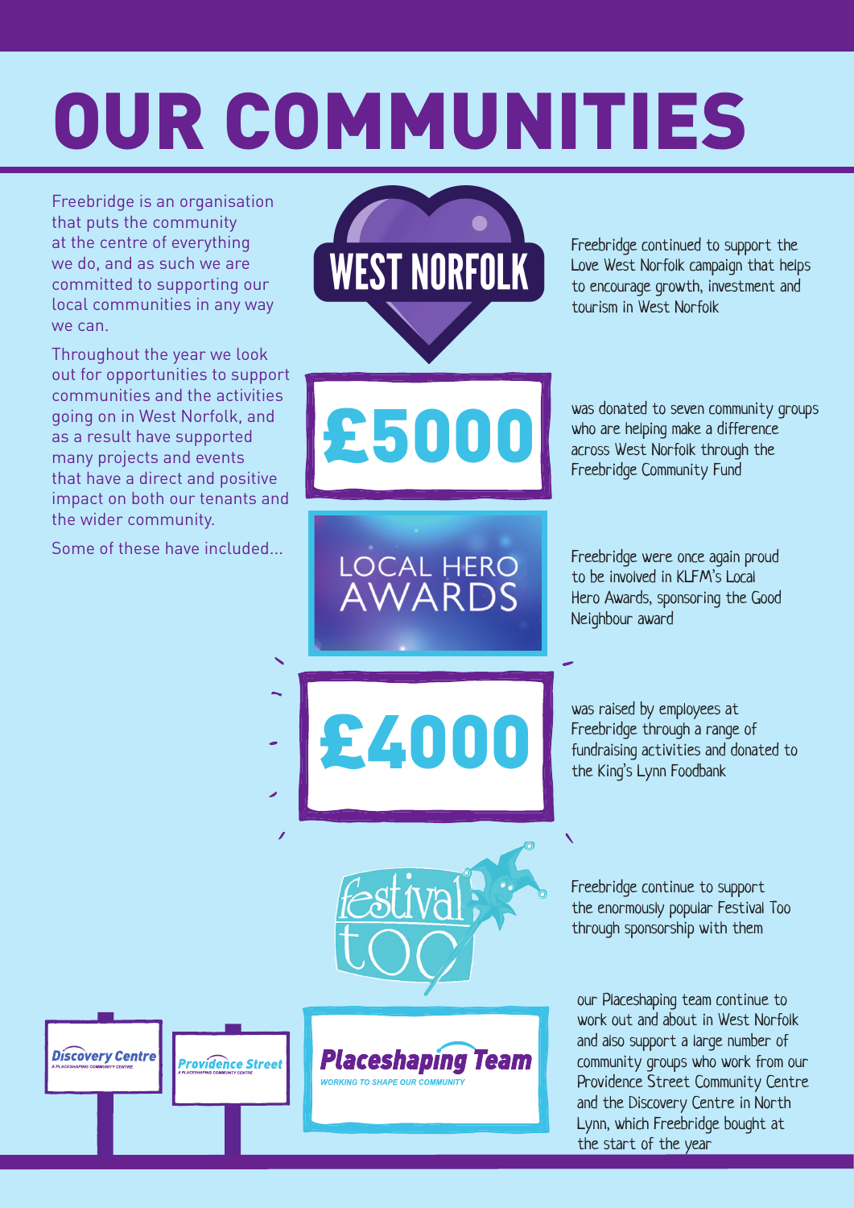# OUR COMMUNITIES

Freebridge is an organisation that puts the community at the centre of everything we do, and as such we are committed to supporting our local communities in any way we can.

Throughout the year we look out for opportunities to support communities and the activities going on in West Norfolk, and as a result have supported many projects and events that have a direct and positive impact on both our tenants and the wider community.

Some of these have included...

**WEST NORFOLK**

Freebridge continued to support the Love West Norfolk campaign that helps to encourage growth, investment and tourism in West Norfolk

**£5000**

was donated to seven community groups who are helping make a difference across West Norfolk through the Freebridge Community Fund

**LOCAL HERO AWARDS**

Freebridge were once again proud to be involved in KLFM's Local Hero Awards, sponsoring the Good Neighbour award

**£4000**

was raised by employees at Freebridge through a range of fundraising activities and donated to the King's Lynn Foodbank

**festival too**

Freebridge continue to support the enormously popular Festival Too through sponsorship with them

**Discovery Centre** – A Placeshaping Community Centre

**Providence Street** – A Placeshaping Community Centre

**Placeshaping Team** – Working to shape our community

our Placeshaping team continue to work out and about in West Norfolk and also support a large number of community groups who work from our Providence Street Community Centre and the Discovery Centre in North Lynn, which Freebridge bought at the start of the year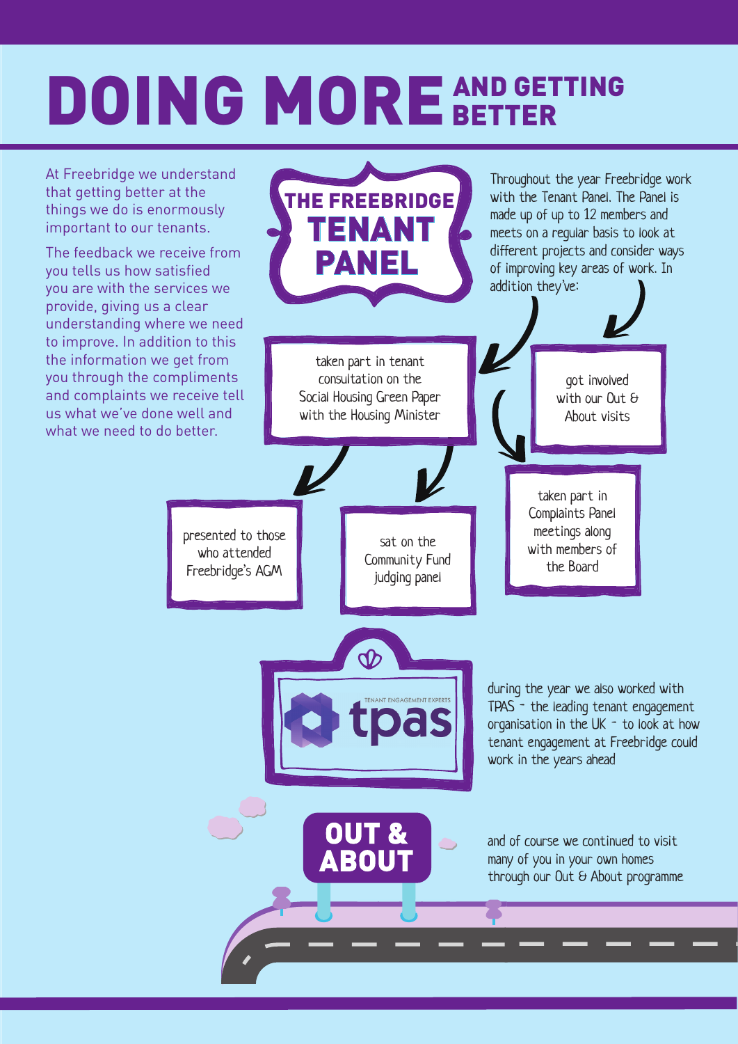# DOING MORE AND GETTING BETTER

At Freebridge we understand that getting better at the things we do is enormously important to our tenants.

The feedback we receive from you tells us how satisfied you are with the services we provide, giving us a clear understanding where we need to improve. In addition to this the information we get from you through the compliments and complaints we receive tell us what we've done well and what we need to do better.

## THE FREEBRIDGE TENANT PANEL

Throughout the year Freebridge work with the Tenant Panel. The Panel is made up of up to 12 members and meets on a regular basis to look at different projects and consider ways of improving key areas of work. In addition they've:

- taken part in tenant consultation on the Social Housing Green Paper with the Housing Minister
- got involved with our Out & About visits
- presented to those who attended Freebridge's AGM
- sat on the Community Fund judging panel
- taken part in Complaints Panel meetings along with members of the Board

TENANT ENGAGEMENT EXPERTS tpas

during the year we also worked with TPAS - the leading tenant engagement organisation in the UK - to look at how tenant engagement at Freebridge could work in the years ahead

## OUT & ABOUT

and of course we continued to visit many of you in your own homes through our Out & About programme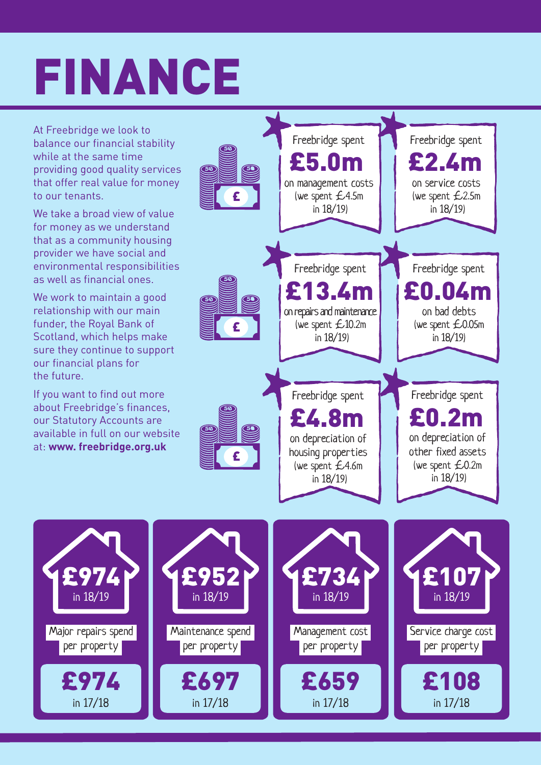# FINANCE

At Freebridge we look to balance our financial stability while at the same time providing good quality services that offer real value for money to our tenants.

We take a broad view of value for money as we understand that as a community housing provider we have social and environmental responsibilities as well as financial ones.

We work to maintain a good relationship with our main funder, the Royal Bank of Scotland, which helps make sure they continue to support our financial plans for the future.

If you want to find out more about Freebridge's finances, our Statutory Accounts are available in full on our website at: **www. freebridge.org.uk**

Freebridge spent **£5.0m** on management costs (we spent £4.5m in 18/19)

Freebridge spent **£2.4m** on service costs (we spent £2.5m in 18/19)

Freebridge spent **£13.4m** on repairs and maintenance (we spent £10.2m in 18/19)

Freebridge spent **£0.04m** on bad debts (we spent £0.05m in 18/19)

Freebridge spent **£4.8m** on depreciation of housing properties (we spent £4.6m in 18/19)

Freebridge spent **£0.2m** on depreciation of other fixed assets (we spent £0.2m in 18/19)

**£974** in 18/19
Major repairs spend per property
**£974** in 17/18

**£952** in 18/19
Maintenance spend per property
**£697** in 17/18

**£734** in 18/19
Management cost per property
**£659** in 17/18

**£107** in 18/19
Service charge cost per property
**£108** in 17/18